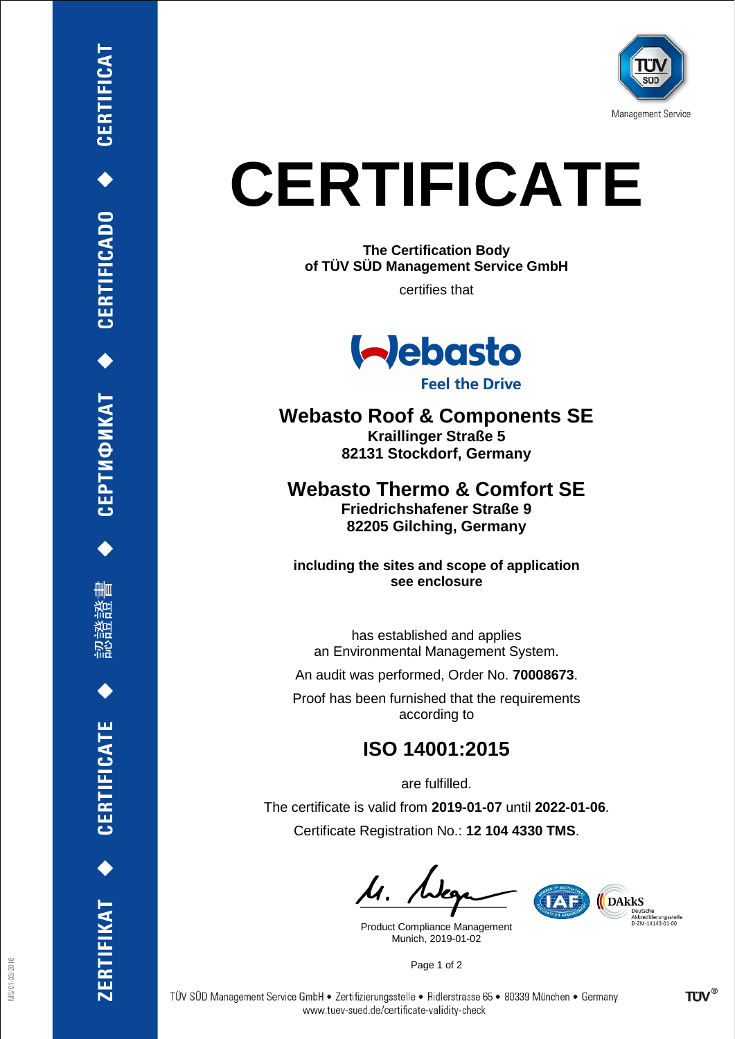# CERTIFICATE

**The Certification Body**
**of TÜV SÜD Management Service GmbH**

certifies that

## Webasto Roof & Components SE

**Kraillinger Straße 5**
**82131 Stockdorf, Germany**

## Webasto Thermo & Comfort SE

**Friedrichshafener Straße 9**
**82205 Gilching, Germany**

**including the sites and scope of application**
**see enclosure**

has established and applies
an Environmental Management System.

An audit was performed, Order No. **70008673**.

Proof has been furnished that the requirements according to

## ISO 14001:2015

are fulfilled.

The certificate is valid from **2019-01-07** until **2022-01-06**.

Certificate Registration No.: **12 104 4330 TMS**.

Product Compliance Management
Munich, 2019-01-02

TÜV SÜD Management Service GmbH • Zertifizierungsstelle • Ridlerstrasse 65 • 80339 München • Germany
www.tuev-sued.de/certificate-validity-check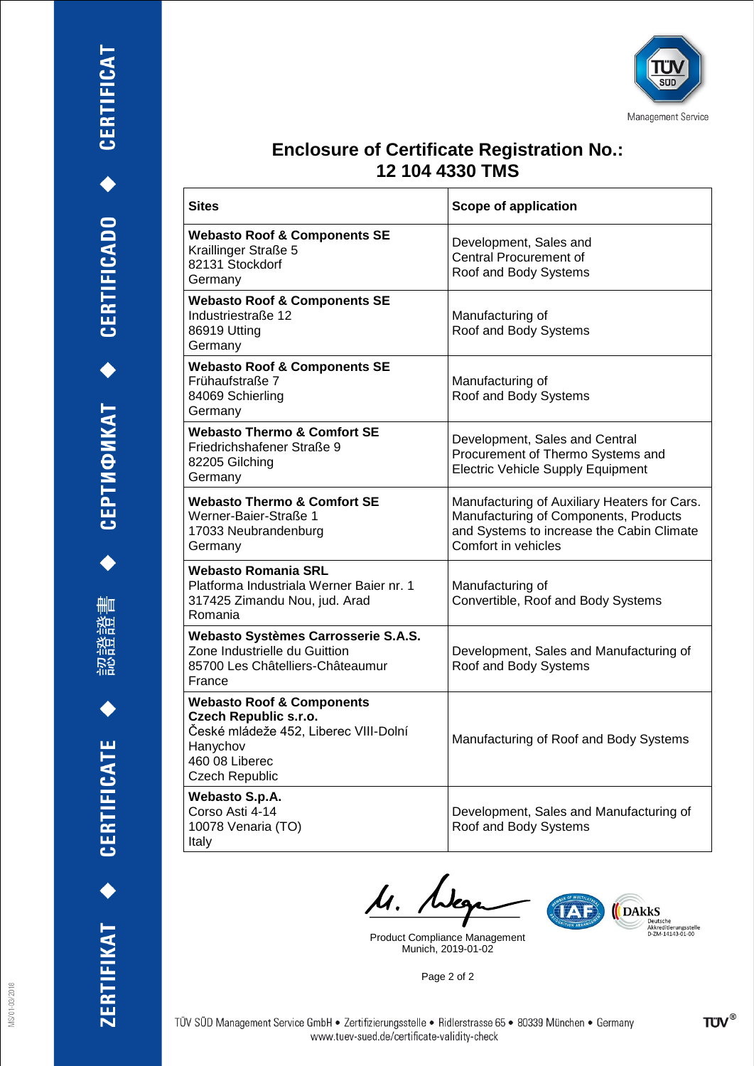# Enclosure of Certificate Registration No.: 12 104 4330 TMS

| Sites | Scope of application |
|---|---|
| **Webasto Roof & Components SE**<br>Kraillinger Straße 5<br>82131 Stockdorf<br>Germany | Development, Sales and Central Procurement of Roof and Body Systems |
| **Webasto Roof & Components SE**<br>Industriestraße 12<br>86919 Utting<br>Germany | Manufacturing of Roof and Body Systems |
| **Webasto Roof & Components SE**<br>Frühaufstraße 7<br>84069 Schierling<br>Germany | Manufacturing of Roof and Body Systems |
| **Webasto Thermo & Comfort SE**<br>Friedrichshafener Straße 9<br>82205 Gilching<br>Germany | Development, Sales and Central Procurement of Thermo Systems and Electric Vehicle Supply Equipment |
| **Webasto Thermo & Comfort SE**<br>Werner-Baier-Straße 1<br>17033 Neubrandenburg<br>Germany | Manufacturing of Auxiliary Heaters for Cars. Manufacturing of Components, Products and Systems to increase the Cabin Climate Comfort in vehicles |
| **Webasto Romania SRL**<br>Platforma Industriala Werner Baier nr. 1<br>317425 Zimandu Nou, jud. Arad<br>Romania | Manufacturing of Convertible, Roof and Body Systems |
| **Webasto Systèmes Carrosserie S.A.S.**<br>Zone Industrielle du Guittion<br>85700 Les Châtelliers-Châteaumur<br>France | Development, Sales and Manufacturing of Roof and Body Systems |
| **Webasto Roof & Components Czech Republic s.r.o.**<br>České mládeže 452, Liberec VIII-Dolní Hanychov<br>460 08 Liberec<br>Czech Republic | Manufacturing of Roof and Body Systems |
| **Webasto S.p.A.**<br>Corso Asti 4-14<br>10078 Venaria (TO)<br>Italy | Development, Sales and Manufacturing of Roof and Body Systems |

Product Compliance Management
Munich, 2019-01-02

TÜV SÜD Management Service GmbH • Zertifizierungsstelle • Ridlerstrasse 65 • 80339 München • Germany
www.tuev-sued.de/certificate-validity-check